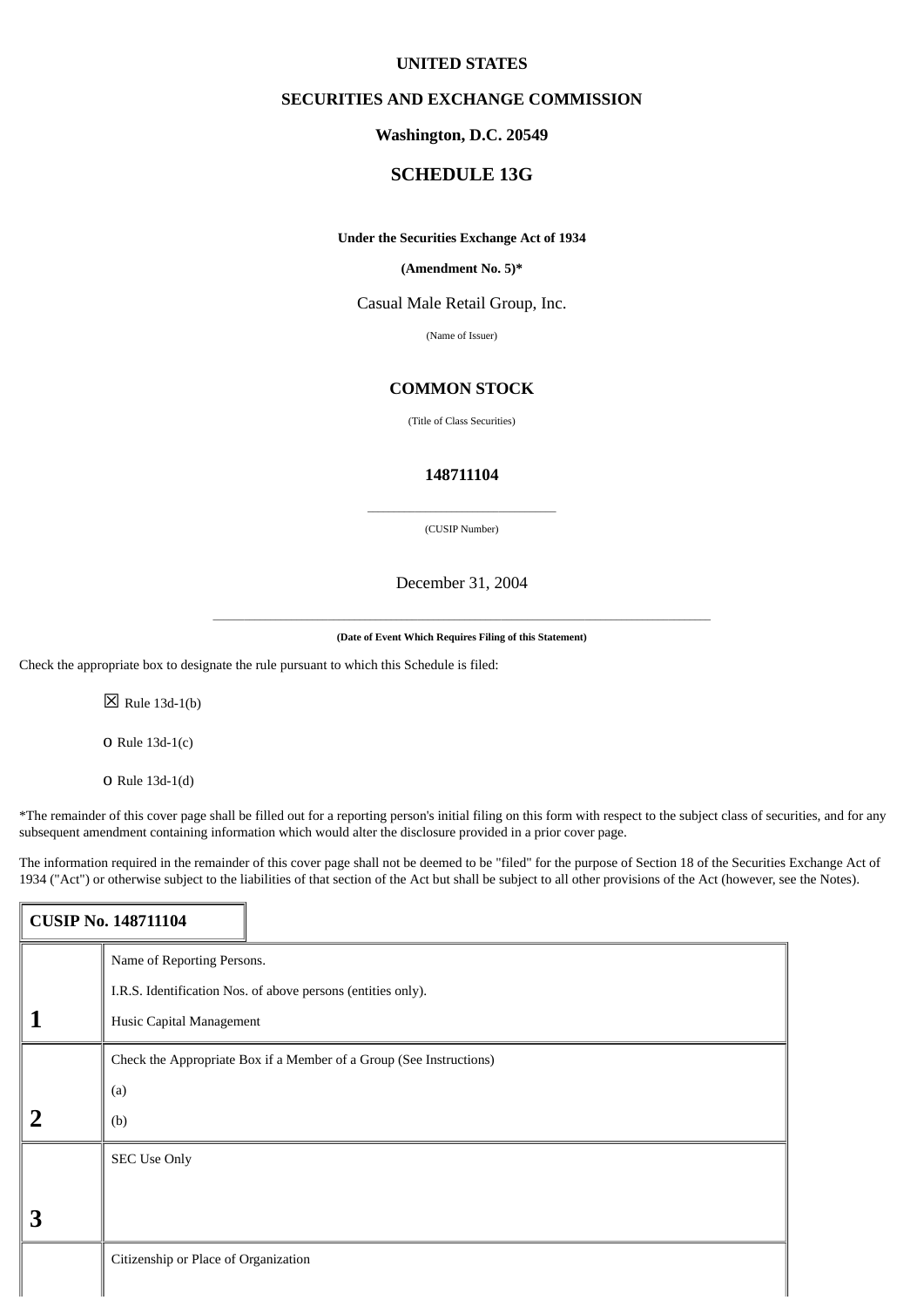**UNITED STATES**

**SECURITIES AND EXCHANGE COMMISSION**

**Washington, D.C. 20549**

## SCHEDULE 13G

**Under the Securities Exchange Act of 1934**

**(Amendment No. 5)***

Casual Male Retail Group, Inc.

(Name of Issuer)

**COMMON STOCK**

(Title of Class Securities)

**148711104**

(CUSIP Number)

December 31, 2004

**(Date of Event Which Requires Filing of this Statement)**

Check the appropriate box to designate the rule pursuant to which this Schedule is filed:

☒ Rule 13d-1(b)

o Rule 13d-1(c)

o Rule 13d-1(d)

*The remainder of this cover page shall be filled out for a reporting person's initial filing on this form with respect to the subject class of securities, and for any subsequent amendment containing information which would alter the disclosure provided in a prior cover page.

The information required in the remainder of this cover page shall not be deemed to be "filed" for the purpose of Section 18 of the Securities Exchange Act of 1934 ("Act") or otherwise subject to the liabilities of that section of the Act but shall be subject to all other provisions of the Act (however, see the Notes).

**CUSIP No. 148711104**

| | |
|---|---|
| **1** | Name of Reporting Persons.<br>I.R.S. Identification Nos. of above persons (entities only).<br>Husic Capital Management |
| **2** | Check the Appropriate Box if a Member of a Group (See Instructions)<br>(a)<br>(b) |
| **3** | SEC Use Only |
| | Citizenship or Place of Organization |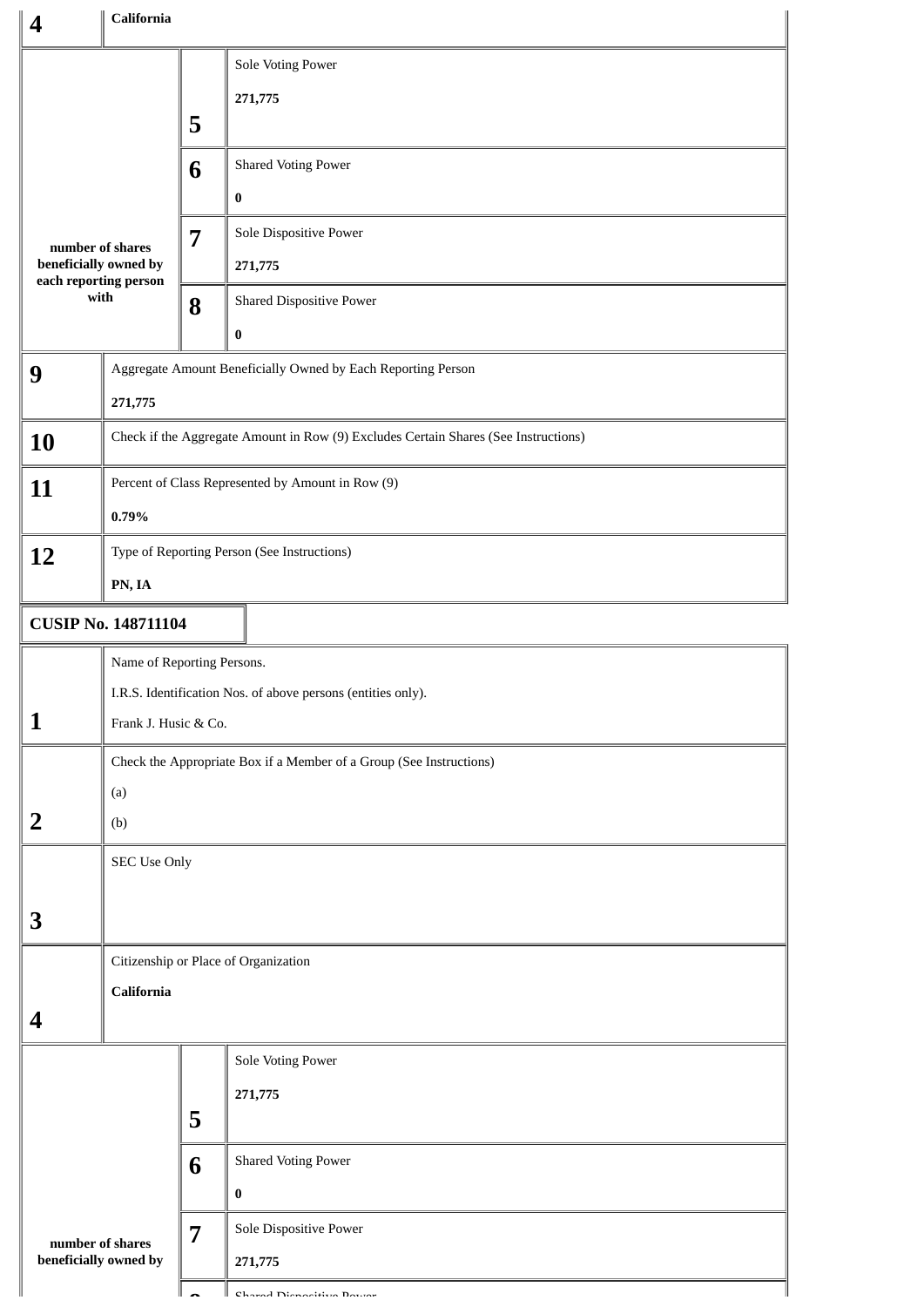| | | | |
|---|---|---|---|
| 4 | **California** | | |
| number of shares beneficially owned by each reporting person with | 5 | Sole Voting Power<br><br>**271,775** | |
| | 6 | Shared Voting Power<br><br>**0** | |
| | 7 | Sole Dispositive Power<br><br>**271,775** | |
| | 8 | Shared Dispositive Power<br><br>**0** | |
| 9 | Aggregate Amount Beneficially Owned by Each Reporting Person<br><br>**271,775** | | |
| 10 | Check if the Aggregate Amount in Row (9) Excludes Certain Shares (See Instructions) | | |
| 11 | Percent of Class Represented by Amount in Row (9)<br><br>**0.79%** | | |
| 12 | Type of Reporting Person (See Instructions)<br><br>**PN, IA** | | |

**CUSIP No. 148711104**

| | | | |
|---|---|---|---|
| 1 | Name of Reporting Persons.<br><br>I.R.S. Identification Nos. of above persons (entities only).<br><br>Frank J. Husic & Co. | | |
| 2 | Check the Appropriate Box if a Member of a Group (See Instructions)<br><br>(a)<br><br>(b) | | |
| 3 | SEC Use Only | | |
| 4 | Citizenship or Place of Organization<br><br>**California** | | |
| number of shares beneficially owned by | 5 | Sole Voting Power<br><br>**271,775** | |
| | 6 | Shared Voting Power<br><br>**0** | |
| | 7 | Sole Dispositive Power<br><br>**271,775** | |
| | 8 | Shared Dispositive Power | |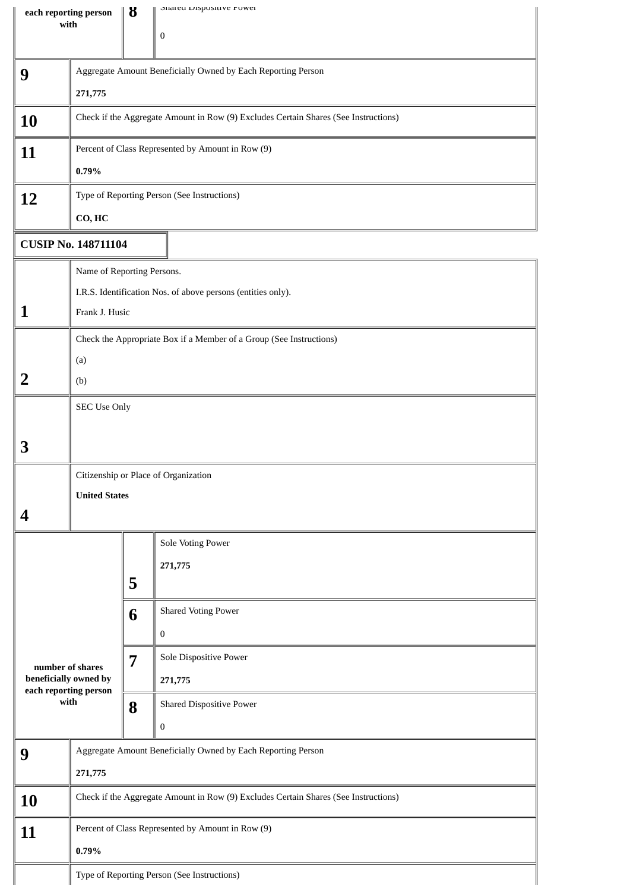| each reporting person with | 8 | Shared Dispositive Power<br><br>0 |
|---|---|---|

| | |
|---|---|
| **9** | Aggregate Amount Beneficially Owned by Each Reporting Person<br><br>**271,775** |
| **10** | Check if the Aggregate Amount in Row (9) Excludes Certain Shares (See Instructions) |
| **11** | Percent of Class Represented by Amount in Row (9)<br><br>**0.79%** |
| **12** | Type of Reporting Person (See Instructions)<br><br>**CO, HC** |

**CUSIP No. 148711104**

| | |
|---|---|
| **1** | Name of Reporting Persons.<br><br>I.R.S. Identification Nos. of above persons (entities only).<br><br>Frank J. Husic |
| **2** | Check the Appropriate Box if a Member of a Group (See Instructions)<br><br>(a)<br><br>(b) |
| **3** | SEC Use Only |
| **4** | Citizenship or Place of Organization<br><br>**United States** |

| | | |
|---|---|---|
| number of shares beneficially owned by each reporting person with | **5** | Sole Voting Power<br><br>**271,775** |
| | **6** | Shared Voting Power<br><br>0 |
| | **7** | Sole Dispositive Power<br><br>**271,775** |
| | **8** | Shared Dispositive Power<br><br>0 |

| | |
|---|---|
| **9** | Aggregate Amount Beneficially Owned by Each Reporting Person<br><br>**271,775** |
| **10** | Check if the Aggregate Amount in Row (9) Excludes Certain Shares (See Instructions) |
| **11** | Percent of Class Represented by Amount in Row (9)<br><br>**0.79%** |
| | Type of Reporting Person (See Instructions) |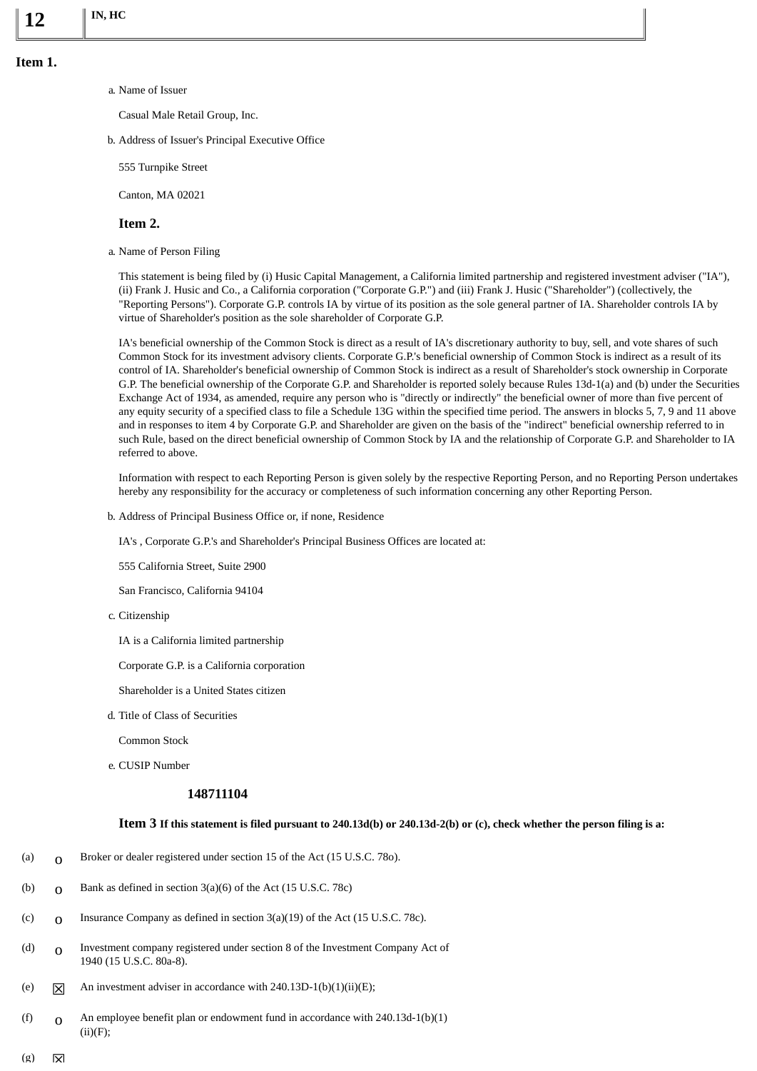| 12 | IN, HC |
| --- | --- |

**Item 1.**

a. Name of Issuer

Casual Male Retail Group, Inc.

b. Address of Issuer's Principal Executive Office

555 Turnpike Street

Canton, MA 02021

**Item 2.**

a. Name of Person Filing

This statement is being filed by (i) Husic Capital Management, a California limited partnership and registered investment adviser ("IA"), (ii) Frank J. Husic and Co., a California corporation ("Corporate G.P.") and (iii) Frank J. Husic ("Shareholder") (collectively, the "Reporting Persons"). Corporate G.P. controls IA by virtue of its position as the sole general partner of IA. Shareholder controls IA by virtue of Shareholder's position as the sole shareholder of Corporate G.P.

IA's beneficial ownership of the Common Stock is direct as a result of IA's discretionary authority to buy, sell, and vote shares of such Common Stock for its investment advisory clients. Corporate G.P.'s beneficial ownership of Common Stock is indirect as a result of its control of IA. Shareholder's beneficial ownership of Common Stock is indirect as a result of Shareholder's stock ownership in Corporate G.P. The beneficial ownership of the Corporate G.P. and Shareholder is reported solely because Rules 13d-1(a) and (b) under the Securities Exchange Act of 1934, as amended, require any person who is "directly or indirectly" the beneficial owner of more than five percent of any equity security of a specified class to file a Schedule 13G within the specified time period. The answers in blocks 5, 7, 9 and 11 above and in responses to item 4 by Corporate G.P. and Shareholder are given on the basis of the "indirect" beneficial ownership referred to in such Rule, based on the direct beneficial ownership of Common Stock by IA and the relationship of Corporate G.P. and Shareholder to IA referred to above.

Information with respect to each Reporting Person is given solely by the respective Reporting Person, and no Reporting Person undertakes hereby any responsibility for the accuracy or completeness of such information concerning any other Reporting Person.

b. Address of Principal Business Office or, if none, Residence

IA's , Corporate G.P.'s and Shareholder's Principal Business Offices are located at:

555 California Street, Suite 2900

San Francisco, California 94104

c. Citizenship

IA is a California limited partnership

Corporate G.P. is a California corporation

Shareholder is a United States citizen

d. Title of Class of Securities

Common Stock

e. CUSIP Number

**148711104**

**Item 3 If this statement is filed pursuant to 240.13d(b) or 240.13d-2(b) or (c), check whether the person filing is a:**

(a) o Broker or dealer registered under section 15 of the Act (15 U.S.C. 78o).

(b) o Bank as defined in section 3(a)(6) of the Act (15 U.S.C. 78c)

(c) o Insurance Company as defined in section 3(a)(19) of the Act (15 U.S.C. 78c).

(d) o Investment company registered under section 8 of the Investment Company Act of 1940 (15 U.S.C. 80a-8).

(e) ☒ An investment adviser in accordance with 240.13D-1(b)(1)(ii)(E);

(f) o An employee benefit plan or endowment fund in accordance with 240.13d-1(b)(1)(ii)(F);

(g) ☒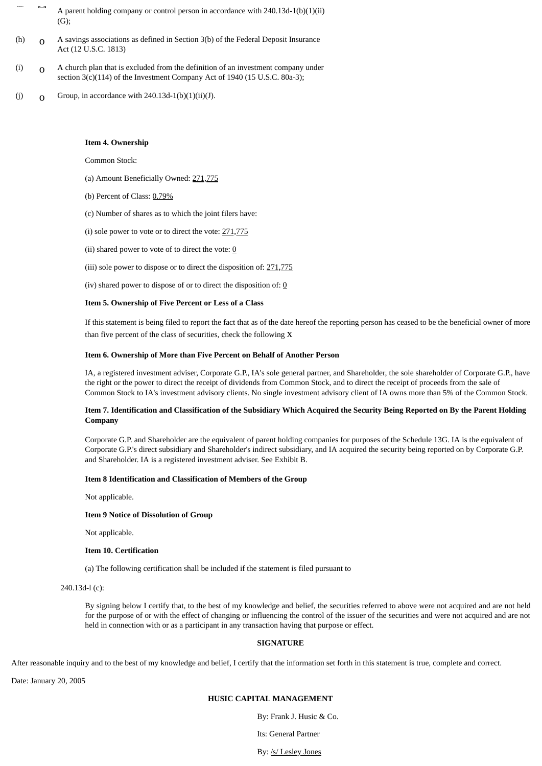(g) ☐ A parent holding company or control person in accordance with 240.13d-1(b)(1)(ii)(G);

(h) o A savings associations as defined in Section 3(b) of the Federal Deposit Insurance Act (12 U.S.C. 1813)

(i) o A church plan that is excluded from the definition of an investment company under section 3(c)(114) of the Investment Company Act of 1940 (15 U.S.C. 80a-3);

(j) o Group, in accordance with 240.13d-1(b)(1)(ii)(J).

**Item 4. Ownership**

Common Stock:

(a) Amount Beneficially Owned: 271,775

(b) Percent of Class: 0.79%

(c) Number of shares as to which the joint filers have:

(i) sole power to vote or to direct the vote: 271,775

(ii) shared power to vote of to direct the vote: 0

(iii) sole power to dispose or to direct the disposition of: 271,775

(iv) shared power to dispose of or to direct the disposition of: 0

**Item 5. Ownership of Five Percent or Less of a Class**

If this statement is being filed to report the fact that as of the date hereof the reporting person has ceased to be the beneficial owner of more than five percent of the class of securities, check the following X

**Item 6. Ownership of More than Five Percent on Behalf of Another Person**

IA, a registered investment adviser, Corporate G.P., IA's sole general partner, and Shareholder, the sole shareholder of Corporate G.P., have the right or the power to direct the receipt of dividends from Common Stock, and to direct the receipt of proceeds from the sale of Common Stock to IA's investment advisory clients. No single investment advisory client of IA owns more than 5% of the Common Stock.

**Item 7. Identification and Classification of the Subsidiary Which Acquired the Security Being Reported on By the Parent Holding Company**

Corporate G.P. and Shareholder are the equivalent of parent holding companies for purposes of the Schedule 13G. IA is the equivalent of Corporate G.P.'s direct subsidiary and Shareholder's indirect subsidiary, and IA acquired the security being reported on by Corporate G.P. and Shareholder. IA is a registered investment adviser. See Exhibit B.

**Item 8 Identification and Classification of Members of the Group**

Not applicable.

**Item 9 Notice of Dissolution of Group**

Not applicable.

**Item 10. Certification**

(a) The following certification shall be included if the statement is filed pursuant to 240.13d-l (c):

By signing below I certify that, to the best of my knowledge and belief, the securities referred to above were not acquired and are not held for the purpose of or with the effect of changing or influencing the control of the issuer of the securities and were not acquired and are not held in connection with or as a participant in any transaction having that purpose or effect.

**SIGNATURE**

After reasonable inquiry and to the best of my knowledge and belief, I certify that the information set forth in this statement is true, complete and correct.

Date: January 20, 2005

**HUSIC CAPITAL MANAGEMENT**

By: Frank J. Husic & Co.

Its: General Partner

By: /s/ Lesley Jones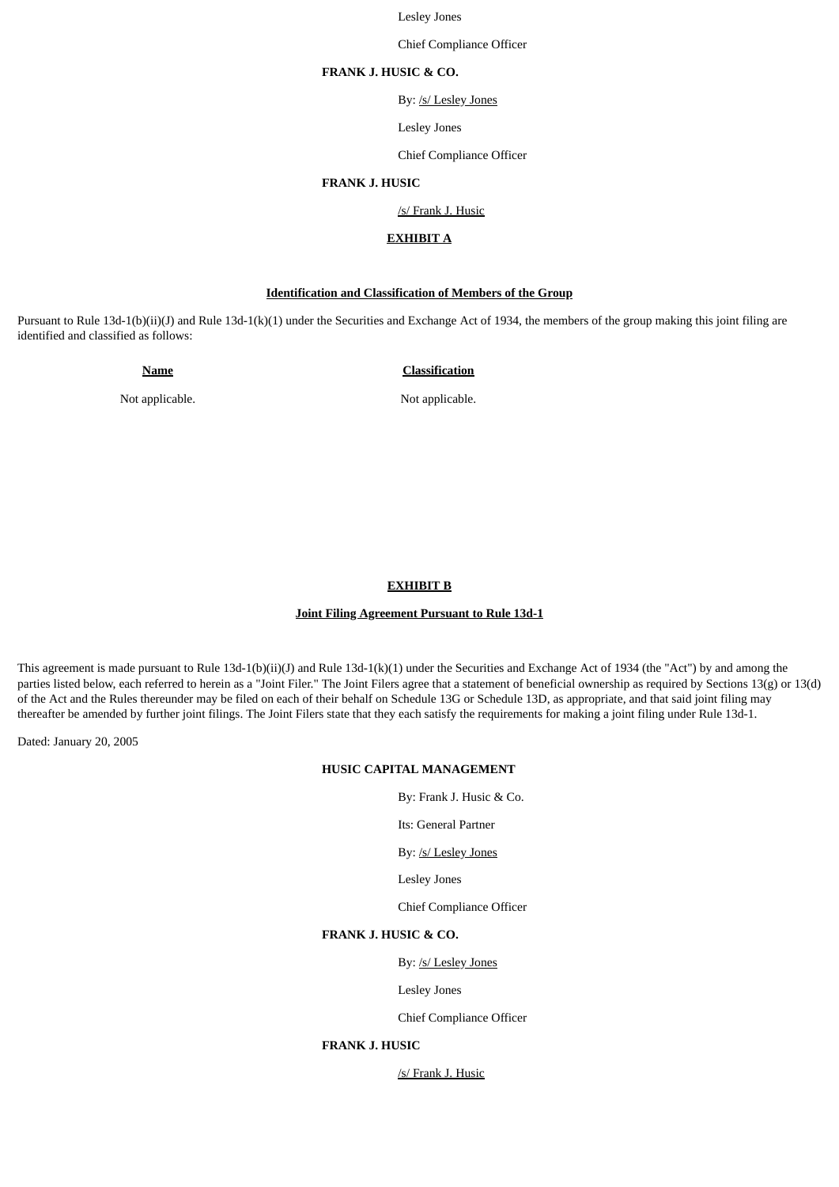Lesley Jones

Chief Compliance Officer

**FRANK J. HUSIC & CO.**

By: /s/ Lesley Jones

Lesley Jones

Chief Compliance Officer

**FRANK J. HUSIC**

/s/ Frank J. Husic

## EXHIBIT A

**Identification and Classification of Members of the Group**

Pursuant to Rule 13d-1(b)(ii)(J) and Rule 13d-1(k)(1) under the Securities and Exchange Act of 1934, the members of the group making this joint filing are identified and classified as follows:

| Name | Classification |
| --- | --- |
| Not applicable. | Not applicable. |

## EXHIBIT B

**Joint Filing Agreement Pursuant to Rule 13d-1**

This agreement is made pursuant to Rule 13d-1(b)(ii)(J) and Rule 13d-1(k)(1) under the Securities and Exchange Act of 1934 (the "Act") by and among the parties listed below, each referred to herein as a "Joint Filer." The Joint Filers agree that a statement of beneficial ownership as required by Sections 13(g) or 13(d) of the Act and the Rules thereunder may be filed on each of their behalf on Schedule 13G or Schedule 13D, as appropriate, and that said joint filing may thereafter be amended by further joint filings. The Joint Filers state that they each satisfy the requirements for making a joint filing under Rule 13d-1.

Dated: January 20, 2005

**HUSIC CAPITAL MANAGEMENT**

By: Frank J. Husic & Co.

Its: General Partner

By: /s/ Lesley Jones

Lesley Jones

Chief Compliance Officer

**FRANK J. HUSIC & CO.**

By: /s/ Lesley Jones

Lesley Jones

Chief Compliance Officer

**FRANK J. HUSIC**

/s/ Frank J. Husic